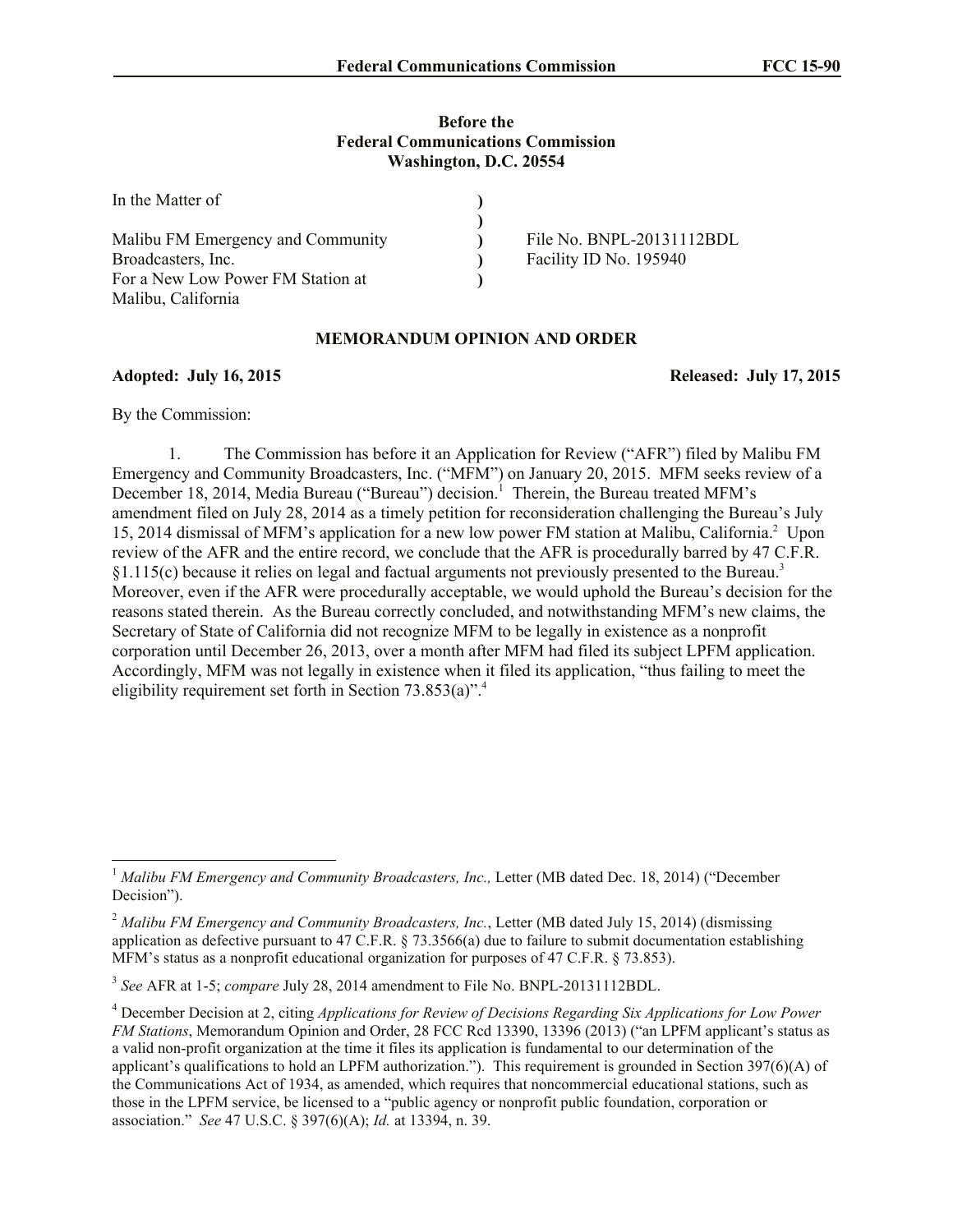**Before the**
**Federal Communications Commission**
**Washington, D.C. 20554**

| | | |
|---|---|---|
| In the Matter of | ) | |
| | ) | |
| Malibu FM Emergency and Community Broadcasters, Inc. | ) | File No. BNPL-20131112BDL |
| For a New Low Power FM Station at | ) | Facility ID No. 195940 |
| Malibu, California | ) | |

**MEMORANDUM OPINION AND ORDER**

**Adopted: July 16, 2015** **Released: July 17, 2015**

By the Commission:

1. The Commission has before it an Application for Review ("AFR") filed by Malibu FM Emergency and Community Broadcasters, Inc. ("MFM") on January 20, 2015. MFM seeks review of a December 18, 2014, Media Bureau ("Bureau") decision.[1] Therein, the Bureau treated MFM's amendment filed on July 28, 2014 as a timely petition for reconsideration challenging the Bureau's July 15, 2014 dismissal of MFM's application for a new low power FM station at Malibu, California.[2] Upon review of the AFR and the entire record, we conclude that the AFR is procedurally barred by 47 C.F.R. §1.115(c) because it relies on legal and factual arguments not previously presented to the Bureau.[3] Moreover, even if the AFR were procedurally acceptable, we would uphold the Bureau's decision for the reasons stated therein. As the Bureau correctly concluded, and notwithstanding MFM's new claims, the Secretary of State of California did not recognize MFM to be legally in existence as a nonprofit corporation until December 26, 2013, over a month after MFM had filed its subject LPFM application. Accordingly, MFM was not legally in existence when it filed its application, "thus failing to meet the eligibility requirement set forth in Section 73.853(a)".[4]

---

[1] *Malibu FM Emergency and Community Broadcasters, Inc.,* Letter (MB dated Dec. 18, 2014) ("December Decision").

[2] *Malibu FM Emergency and Community Broadcasters, Inc.*, Letter (MB dated July 15, 2014) (dismissing application as defective pursuant to 47 C.F.R. § 73.3566(a) due to failure to submit documentation establishing MFM's status as a nonprofit educational organization for purposes of 47 C.F.R. § 73.853).

[3] *See* AFR at 1-5; *compare* July 28, 2014 amendment to File No. BNPL-20131112BDL.

[4] December Decision at 2, citing *Applications for Review of Decisions Regarding Six Applications for Low Power FM Stations*, Memorandum Opinion and Order, 28 FCC Rcd 13390, 13396 (2013) ("an LPFM applicant's status as a valid non-profit organization at the time it files its application is fundamental to our determination of the applicant's qualifications to hold an LPFM authorization."). This requirement is grounded in Section 397(6)(A) of the Communications Act of 1934, as amended, which requires that noncommercial educational stations, such as those in the LPFM service, be licensed to a "public agency or nonprofit public foundation, corporation or association." *See* 47 U.S.C. § 397(6)(A); *Id.* at 13394, n. 39.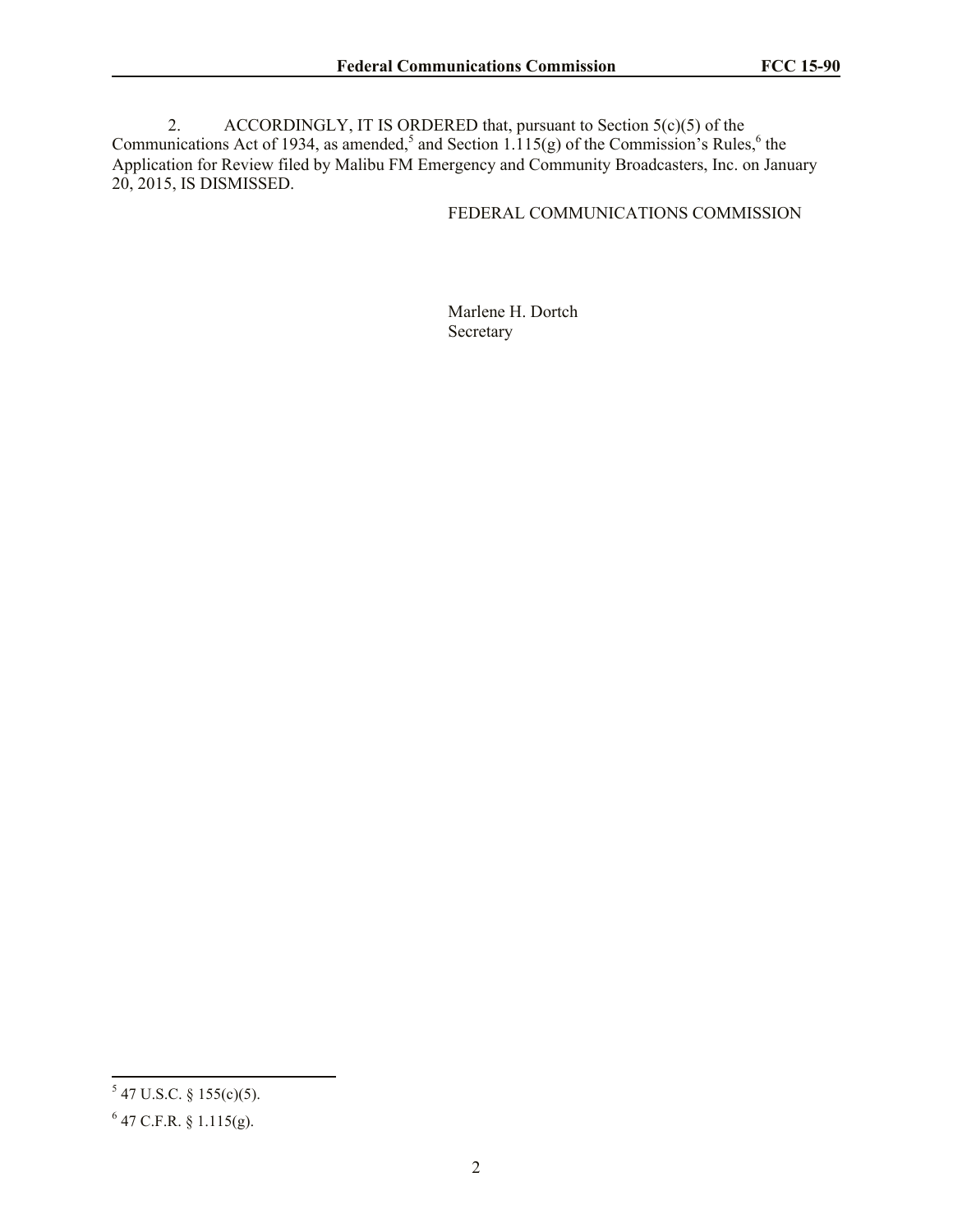2. ACCORDINGLY, IT IS ORDERED that, pursuant to Section 5(c)(5) of the Communications Act of 1934, as amended,[5] and Section 1.115(g) of the Commission's Rules,[6] the Application for Review filed by Malibu FM Emergency and Community Broadcasters, Inc. on January 20, 2015, IS DISMISSED.

FEDERAL COMMUNICATIONS COMMISSION

Marlene H. Dortch
Secretary

---

[5] 47 U.S.C. § 155(c)(5).

[6] 47 C.F.R. § 1.115(g).